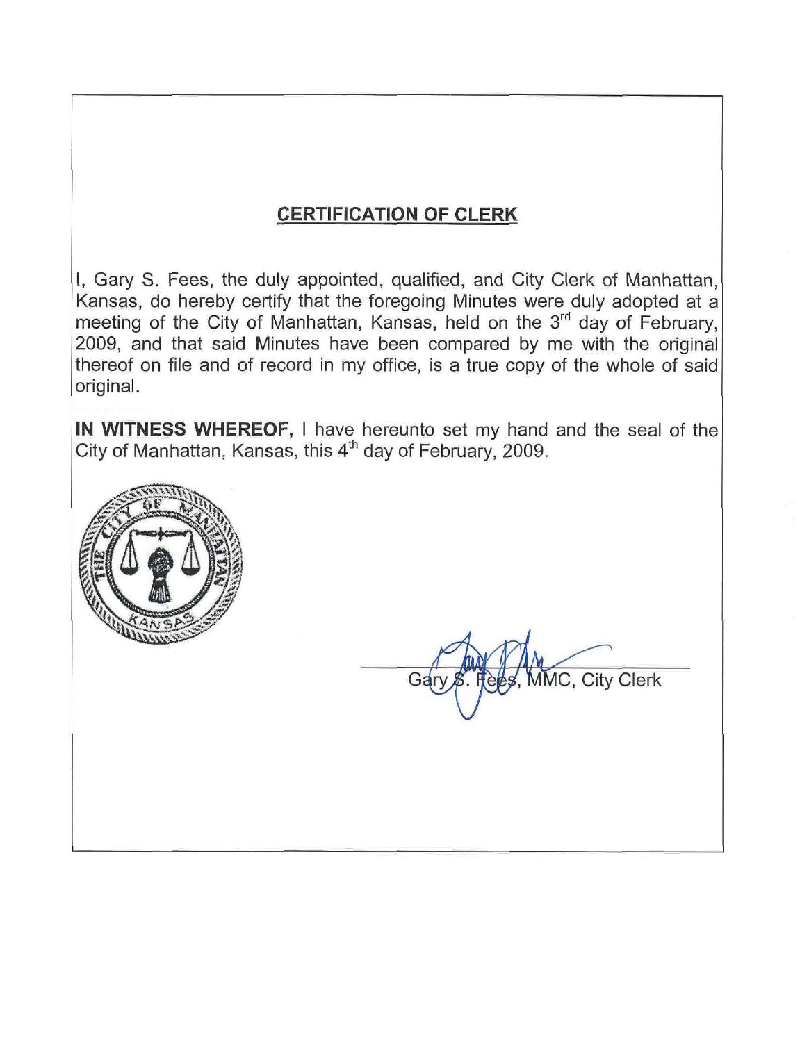## CERTIFICATION OF CLERK

I, Gary S. Fees, the duly appointed, qualified, and City Clerk of Manhattan, Kansas, do hereby certify that the foregoing Minutes were duly adopted at a meeting of the City of Manhattan, Kansas, held on the 3rd day of February, 2009, and that said Minutes have been compared by me with the original thereof on file and of record in my office, is a true copy of the whole of said original.

**IN WITNESS WHEREOF,** I have hereunto set my hand and the seal of the City of Manhattan, Kansas, this 4th day of February, 2009.

THE CITY OF MANHATTAN KANSAS

Gary S. Fees, MMC, City Clerk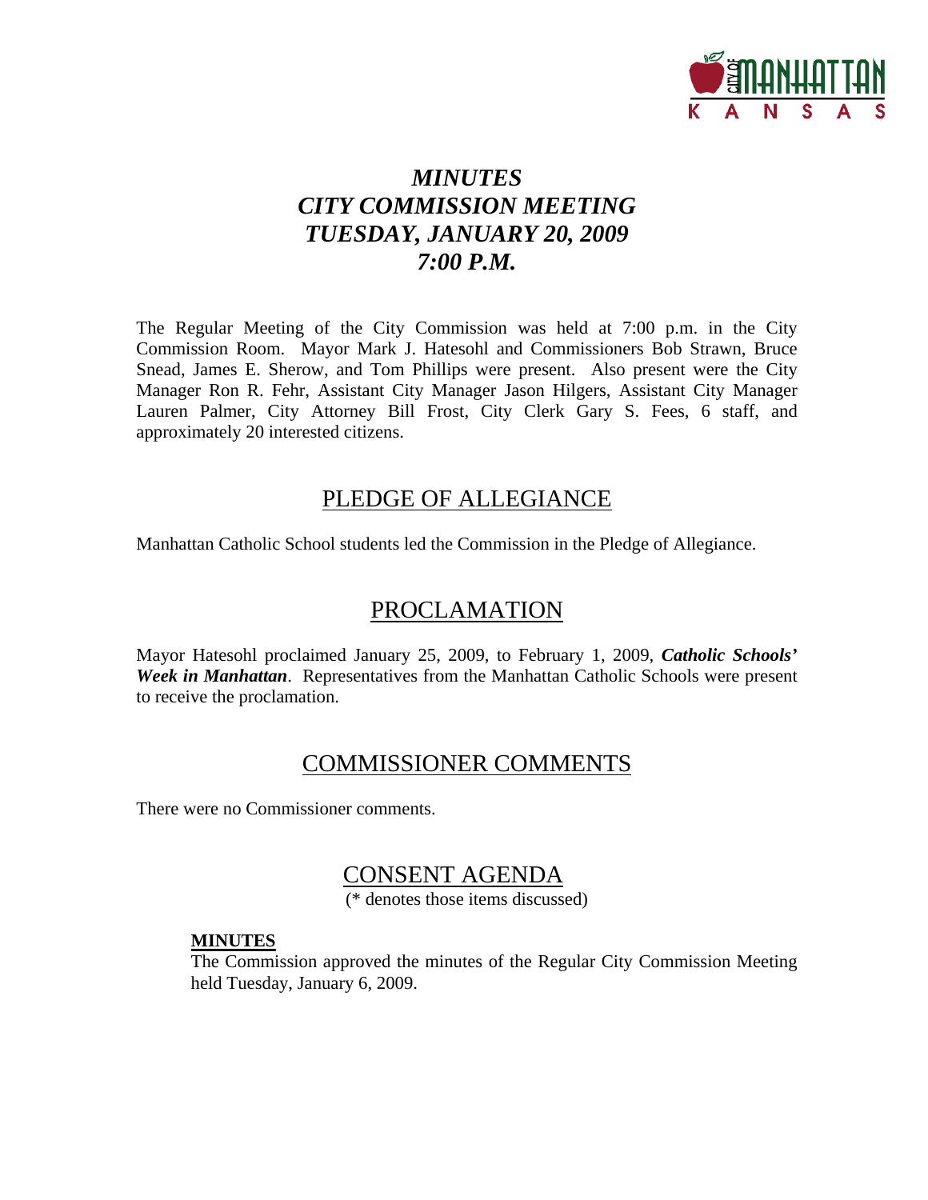# *MINUTES*
# *CITY COMMISSION MEETING*
# *TUESDAY, JANUARY 20, 2009*
# *7:00 P.M.*

The Regular Meeting of the City Commission was held at 7:00 p.m. in the City Commission Room. Mayor Mark J. Hatesohl and Commissioners Bob Strawn, Bruce Snead, James E. Sherow, and Tom Phillips were present. Also present were the City Manager Ron R. Fehr, Assistant City Manager Jason Hilgers, Assistant City Manager Lauren Palmer, City Attorney Bill Frost, City Clerk Gary S. Fees, 6 staff, and approximately 20 interested citizens.

## PLEDGE OF ALLEGIANCE

Manhattan Catholic School students led the Commission in the Pledge of Allegiance.

## PROCLAMATION

Mayor Hatesohl proclaimed January 25, 2009, to February 1, 2009, ***Catholic Schools' Week in Manhattan***. Representatives from the Manhattan Catholic Schools were present to receive the proclamation.

## COMMISSIONER COMMENTS

There were no Commissioner comments.

## CONSENT AGENDA

(* denotes those items discussed)

**MINUTES**

The Commission approved the minutes of the Regular City Commission Meeting held Tuesday, January 6, 2009.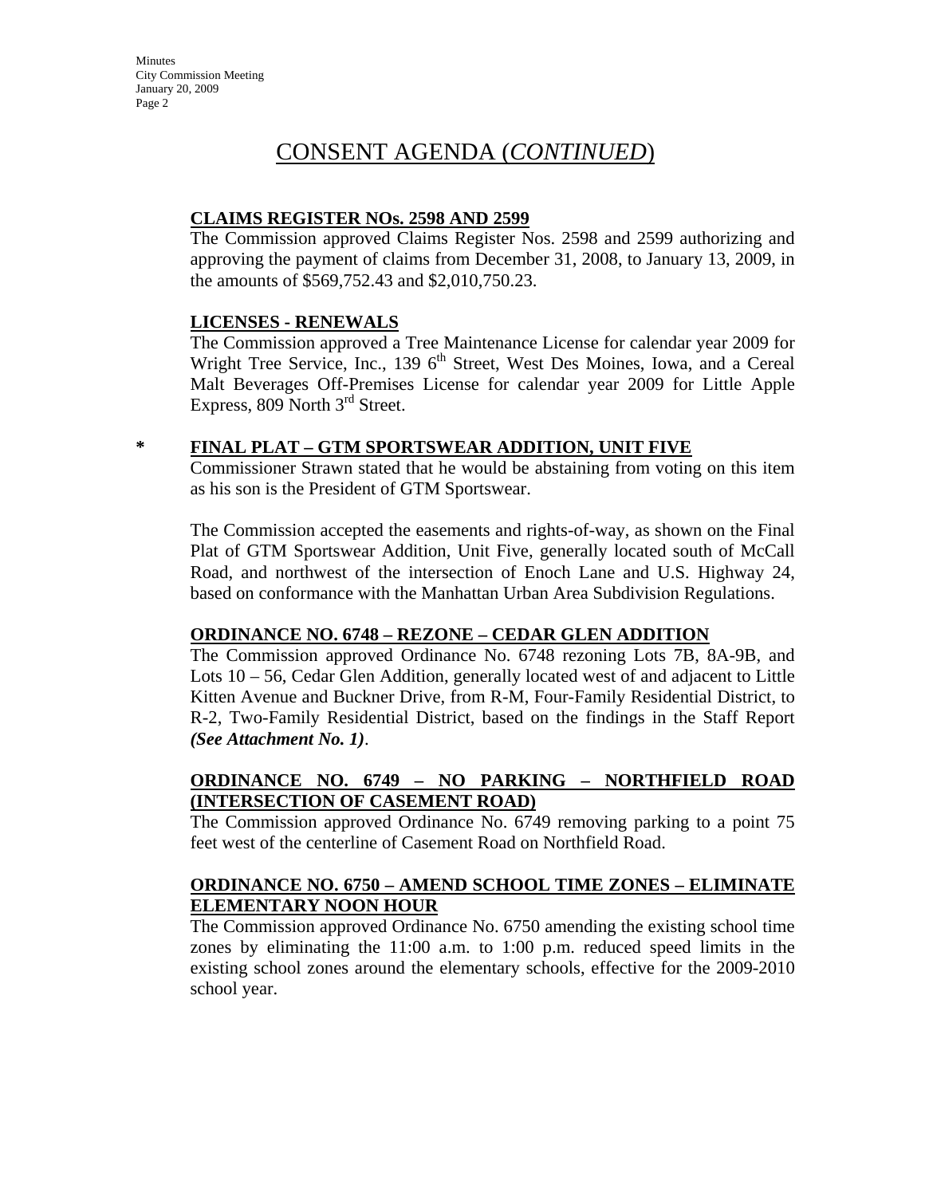# CONSENT AGENDA (*CONTINUED*)

**CLAIMS REGISTER NOs. 2598 AND 2599**

The Commission approved Claims Register Nos. 2598 and 2599 authorizing and approving the payment of claims from December 31, 2008, to January 13, 2009, in the amounts of $569,752.43 and $2,010,750.23.

**LICENSES - RENEWALS**

The Commission approved a Tree Maintenance License for calendar year 2009 for Wright Tree Service, Inc., 139 6th Street, West Des Moines, Iowa, and a Cereal Malt Beverages Off-Premises License for calendar year 2009 for Little Apple Express, 809 North 3rd Street.

**\* FINAL PLAT – GTM SPORTSWEAR ADDITION, UNIT FIVE**

Commissioner Strawn stated that he would be abstaining from voting on this item as his son is the President of GTM Sportswear.

The Commission accepted the easements and rights-of-way, as shown on the Final Plat of GTM Sportswear Addition, Unit Five, generally located south of McCall Road, and northwest of the intersection of Enoch Lane and U.S. Highway 24, based on conformance with the Manhattan Urban Area Subdivision Regulations.

**ORDINANCE NO. 6748 – REZONE – CEDAR GLEN ADDITION**

The Commission approved Ordinance No. 6748 rezoning Lots 7B, 8A-9B, and Lots 10 – 56, Cedar Glen Addition, generally located west of and adjacent to Little Kitten Avenue and Buckner Drive, from R-M, Four-Family Residential District, to R-2, Two-Family Residential District, based on the findings in the Staff Report ***(See Attachment No. 1)***.

**ORDINANCE NO. 6749 – NO PARKING – NORTHFIELD ROAD (INTERSECTION OF CASEMENT ROAD)**

The Commission approved Ordinance No. 6749 removing parking to a point 75 feet west of the centerline of Casement Road on Northfield Road.

**ORDINANCE NO. 6750 – AMEND SCHOOL TIME ZONES – ELIMINATE ELEMENTARY NOON HOUR**

The Commission approved Ordinance No. 6750 amending the existing school time zones by eliminating the 11:00 a.m. to 1:00 p.m. reduced speed limits in the existing school zones around the elementary schools, effective for the 2009-2010 school year.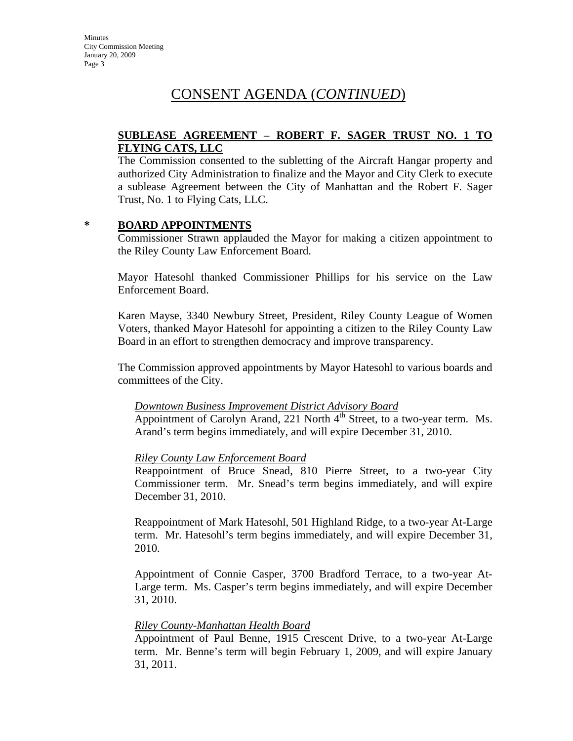# CONSENT AGENDA (*CONTINUED*)

**SUBLEASE AGREEMENT – ROBERT F. SAGER TRUST NO. 1 TO FLYING CATS, LLC**

The Commission consented to the subletting of the Aircraft Hangar property and authorized City Administration to finalize and the Mayor and City Clerk to execute a sublease Agreement between the City of Manhattan and the Robert F. Sager Trust, No. 1 to Flying Cats, LLC.

\* **BOARD APPOINTMENTS**

Commissioner Strawn applauded the Mayor for making a citizen appointment to the Riley County Law Enforcement Board.

Mayor Hatesohl thanked Commissioner Phillips for his service on the Law Enforcement Board.

Karen Mayse, 3340 Newbury Street, President, Riley County League of Women Voters, thanked Mayor Hatesohl for appointing a citizen to the Riley County Law Board in an effort to strengthen democracy and improve transparency.

The Commission approved appointments by Mayor Hatesohl to various boards and committees of the City.

*Downtown Business Improvement District Advisory Board*

Appointment of Carolyn Arand, 221 North 4th Street, to a two-year term. Ms. Arand's term begins immediately, and will expire December 31, 2010.

*Riley County Law Enforcement Board*

Reappointment of Bruce Snead, 810 Pierre Street, to a two-year City Commissioner term. Mr. Snead's term begins immediately, and will expire December 31, 2010.

Reappointment of Mark Hatesohl, 501 Highland Ridge, to a two-year At-Large term. Mr. Hatesohl's term begins immediately, and will expire December 31, 2010.

Appointment of Connie Casper, 3700 Bradford Terrace, to a two-year At-Large term. Ms. Casper's term begins immediately, and will expire December 31, 2010.

*Riley County-Manhattan Health Board*

Appointment of Paul Benne, 1915 Crescent Drive, to a two-year At-Large term. Mr. Benne's term will begin February 1, 2009, and will expire January 31, 2011.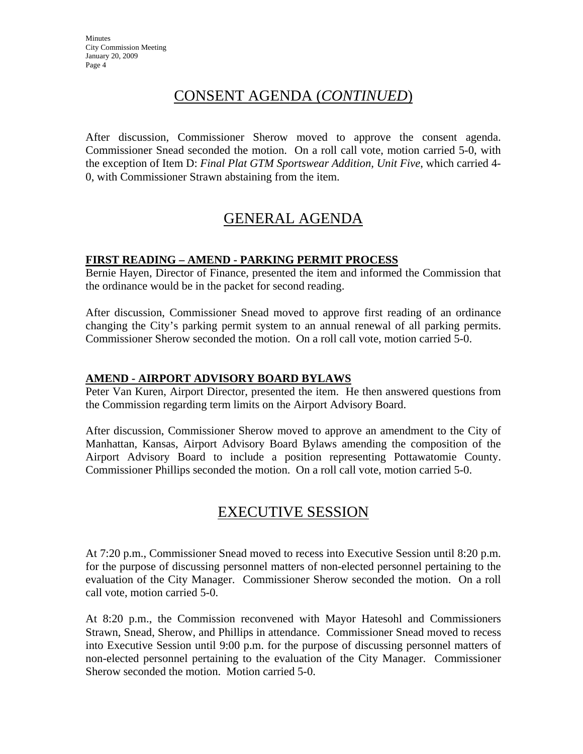## CONSENT AGENDA (*CONTINUED*)

After discussion, Commissioner Sherow moved to approve the consent agenda. Commissioner Snead seconded the motion. On a roll call vote, motion carried 5-0, with the exception of Item D: *Final Plat GTM Sportswear Addition, Unit Five*, which carried 4-0, with Commissioner Strawn abstaining from the item.

## GENERAL AGENDA

**FIRST READING – AMEND - PARKING PERMIT PROCESS**

Bernie Hayen, Director of Finance, presented the item and informed the Commission that the ordinance would be in the packet for second reading.

After discussion, Commissioner Snead moved to approve first reading of an ordinance changing the City's parking permit system to an annual renewal of all parking permits. Commissioner Sherow seconded the motion. On a roll call vote, motion carried 5-0.

**AMEND - AIRPORT ADVISORY BOARD BYLAWS**

Peter Van Kuren, Airport Director, presented the item. He then answered questions from the Commission regarding term limits on the Airport Advisory Board.

After discussion, Commissioner Sherow moved to approve an amendment to the City of Manhattan, Kansas, Airport Advisory Board Bylaws amending the composition of the Airport Advisory Board to include a position representing Pottawatomie County. Commissioner Phillips seconded the motion. On a roll call vote, motion carried 5-0.

## EXECUTIVE SESSION

At 7:20 p.m., Commissioner Snead moved to recess into Executive Session until 8:20 p.m. for the purpose of discussing personnel matters of non-elected personnel pertaining to the evaluation of the City Manager. Commissioner Sherow seconded the motion. On a roll call vote, motion carried 5-0.

At 8:20 p.m., the Commission reconvened with Mayor Hatesohl and Commissioners Strawn, Snead, Sherow, and Phillips in attendance. Commissioner Snead moved to recess into Executive Session until 9:00 p.m. for the purpose of discussing personnel matters of non-elected personnel pertaining to the evaluation of the City Manager. Commissioner Sherow seconded the motion. Motion carried 5-0.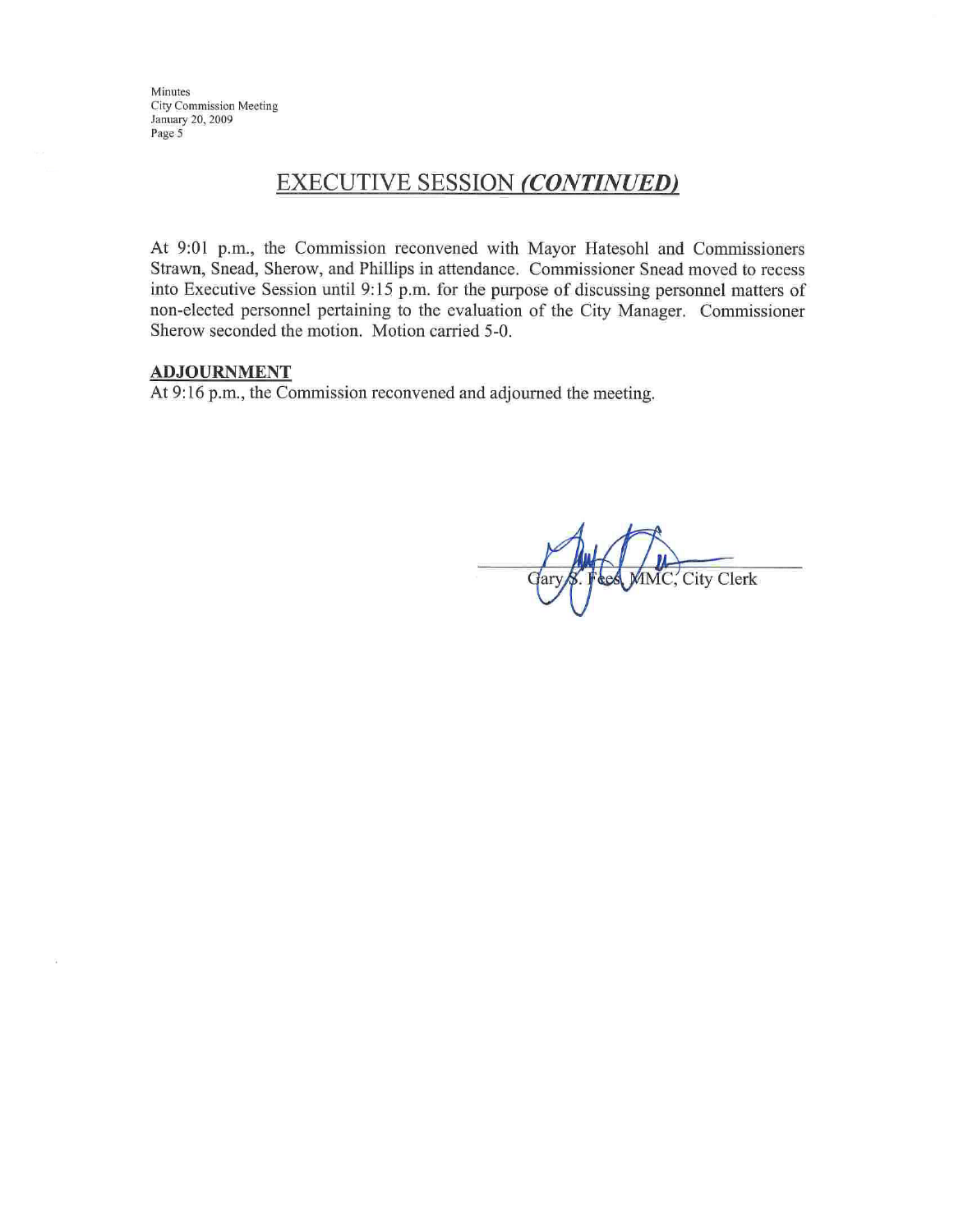## EXECUTIVE SESSION *(CONTINUED)*

At 9:01 p.m., the Commission reconvened with Mayor Hatesohl and Commissioners Strawn, Snead, Sherow, and Phillips in attendance. Commissioner Snead moved to recess into Executive Session until 9:15 p.m. for the purpose of discussing personnel matters of non-elected personnel pertaining to the evaluation of the City Manager. Commissioner Sherow seconded the motion. Motion carried 5-0.

**ADJOURNMENT**

At 9:16 p.m., the Commission reconvened and adjourned the meeting.

Gary S. Fees, MMC, City Clerk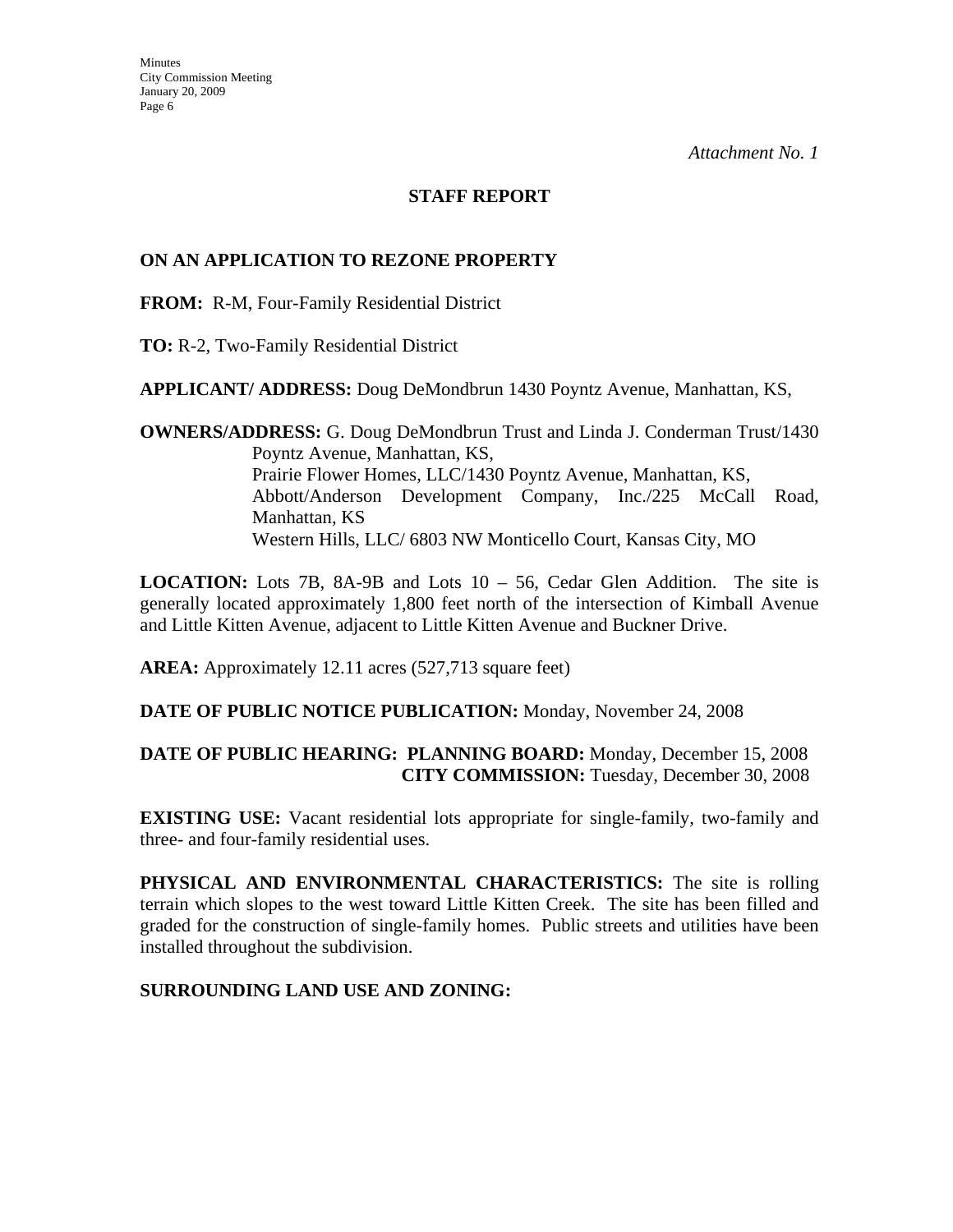*Attachment No. 1*

## STAFF REPORT

### ON AN APPLICATION TO REZONE PROPERTY

**FROM:** R-M, Four-Family Residential District

**TO:** R-2, Two-Family Residential District

**APPLICANT/ ADDRESS:** Doug DeMondbrun 1430 Poyntz Avenue, Manhattan, KS,

**OWNERS/ADDRESS:** G. Doug DeMondbrun Trust and Linda J. Conderman Trust/1430 Poyntz Avenue, Manhattan, KS,
Prairie Flower Homes, LLC/1430 Poyntz Avenue, Manhattan, KS,
Abbott/Anderson Development Company, Inc./225 McCall Road, Manhattan, KS
Western Hills, LLC/ 6803 NW Monticello Court, Kansas City, MO

**LOCATION:** Lots 7B, 8A-9B and Lots 10 – 56, Cedar Glen Addition. The site is generally located approximately 1,800 feet north of the intersection of Kimball Avenue and Little Kitten Avenue, adjacent to Little Kitten Avenue and Buckner Drive.

**AREA:** Approximately 12.11 acres (527,713 square feet)

**DATE OF PUBLIC NOTICE PUBLICATION:** Monday, November 24, 2008

**DATE OF PUBLIC HEARING: PLANNING BOARD:** Monday, December 15, 2008
**CITY COMMISSION:** Tuesday, December 30, 2008

**EXISTING USE:** Vacant residential lots appropriate for single-family, two-family and three- and four-family residential uses.

**PHYSICAL AND ENVIRONMENTAL CHARACTERISTICS:** The site is rolling terrain which slopes to the west toward Little Kitten Creek. The site has been filled and graded for the construction of single-family homes. Public streets and utilities have been installed throughout the subdivision.

**SURROUNDING LAND USE AND ZONING:**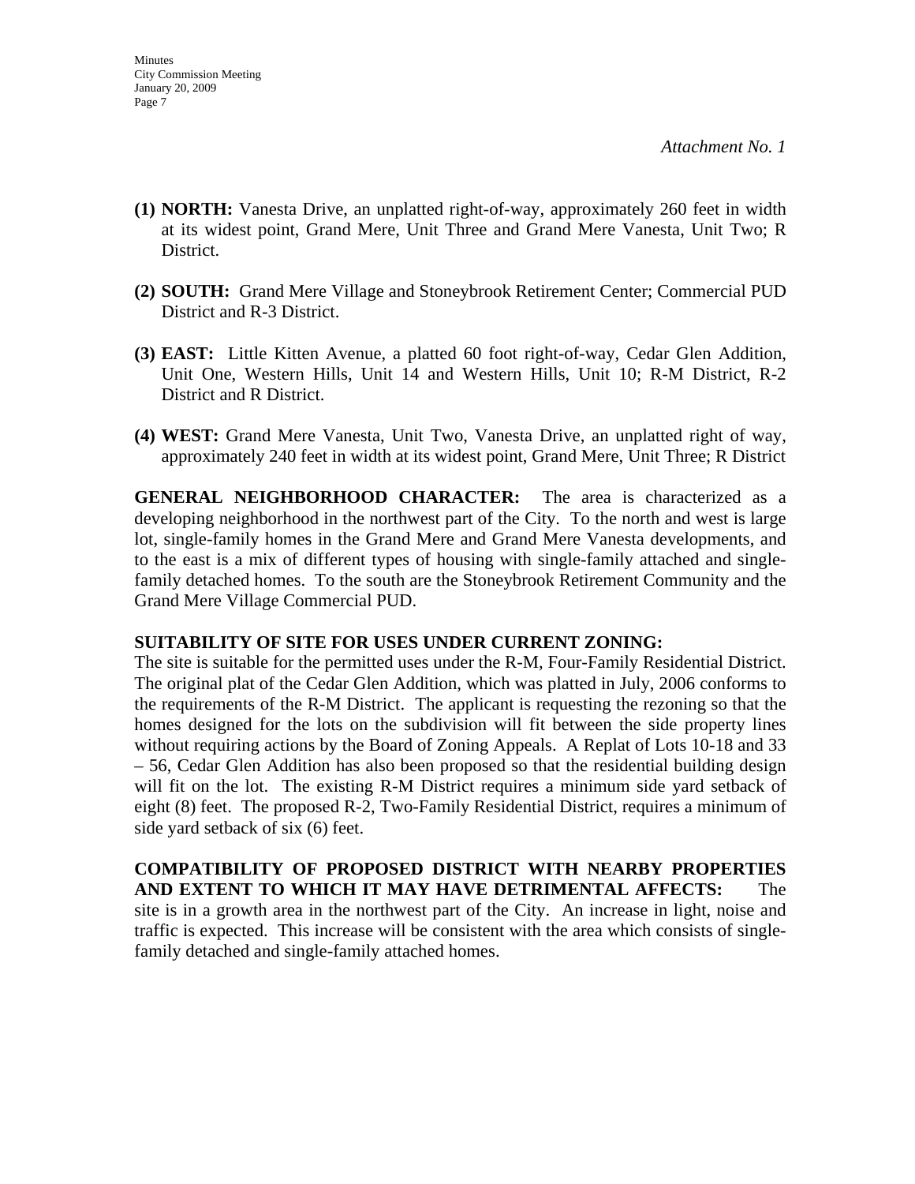*Attachment No. 1*

**(1) NORTH:** Vanesta Drive, an unplatted right-of-way, approximately 260 feet in width at its widest point, Grand Mere, Unit Three and Grand Mere Vanesta, Unit Two; R District.

**(2) SOUTH:** Grand Mere Village and Stoneybrook Retirement Center; Commercial PUD District and R-3 District.

**(3) EAST:** Little Kitten Avenue, a platted 60 foot right-of-way, Cedar Glen Addition, Unit One, Western Hills, Unit 14 and Western Hills, Unit 10; R-M District, R-2 District and R District.

**(4) WEST:** Grand Mere Vanesta, Unit Two, Vanesta Drive, an unplatted right of way, approximately 240 feet in width at its widest point, Grand Mere, Unit Three; R District

**GENERAL NEIGHBORHOOD CHARACTER:** The area is characterized as a developing neighborhood in the northwest part of the City. To the north and west is large lot, single-family homes in the Grand Mere and Grand Mere Vanesta developments, and to the east is a mix of different types of housing with single-family attached and single-family detached homes. To the south are the Stoneybrook Retirement Community and the Grand Mere Village Commercial PUD.

**SUITABILITY OF SITE FOR USES UNDER CURRENT ZONING:**
The site is suitable for the permitted uses under the R-M, Four-Family Residential District. The original plat of the Cedar Glen Addition, which was platted in July, 2006 conforms to the requirements of the R-M District. The applicant is requesting the rezoning so that the homes designed for the lots on the subdivision will fit between the side property lines without requiring actions by the Board of Zoning Appeals. A Replat of Lots 10-18 and 33 – 56, Cedar Glen Addition has also been proposed so that the residential building design will fit on the lot. The existing R-M District requires a minimum side yard setback of eight (8) feet. The proposed R-2, Two-Family Residential District, requires a minimum of side yard setback of six (6) feet.

**COMPATIBILITY OF PROPOSED DISTRICT WITH NEARBY PROPERTIES AND EXTENT TO WHICH IT MAY HAVE DETRIMENTAL AFFECTS:** The site is in a growth area in the northwest part of the City. An increase in light, noise and traffic is expected. This increase will be consistent with the area which consists of single-family detached and single-family attached homes.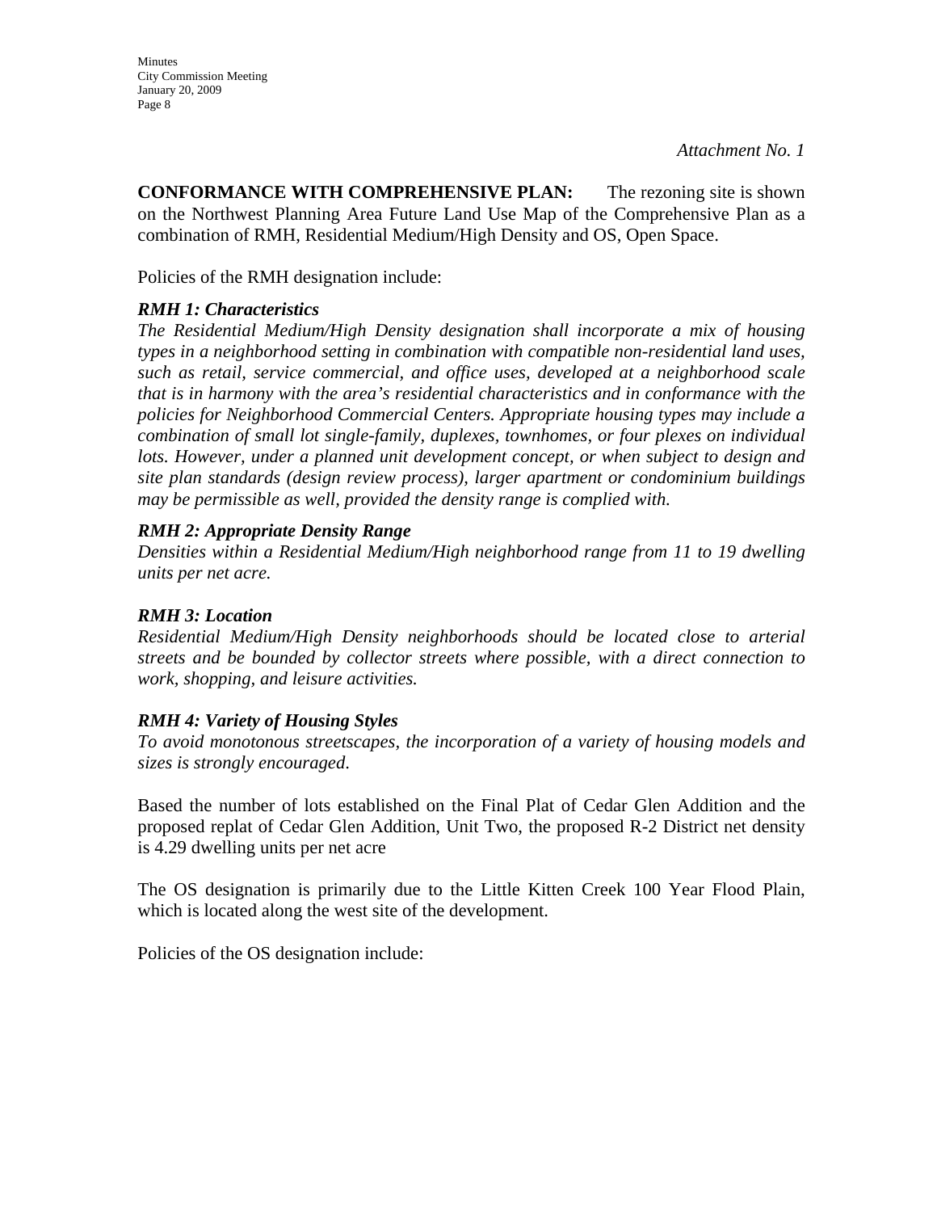*Attachment No. 1*

**CONFORMANCE WITH COMPREHENSIVE PLAN:** The rezoning site is shown on the Northwest Planning Area Future Land Use Map of the Comprehensive Plan as a combination of RMH, Residential Medium/High Density and OS, Open Space.

Policies of the RMH designation include:

***RMH 1: Characteristics***

*The Residential Medium/High Density designation shall incorporate a mix of housing types in a neighborhood setting in combination with compatible non-residential land uses, such as retail, service commercial, and office uses, developed at a neighborhood scale that is in harmony with the area's residential characteristics and in conformance with the policies for Neighborhood Commercial Centers. Appropriate housing types may include a combination of small lot single-family, duplexes, townhomes, or four plexes on individual lots. However, under a planned unit development concept, or when subject to design and site plan standards (design review process), larger apartment or condominium buildings may be permissible as well, provided the density range is complied with.*

***RMH 2: Appropriate Density Range***

*Densities within a Residential Medium/High neighborhood range from 11 to 19 dwelling units per net acre.*

***RMH 3: Location***

*Residential Medium/High Density neighborhoods should be located close to arterial streets and be bounded by collector streets where possible, with a direct connection to work, shopping, and leisure activities.*

***RMH 4: Variety of Housing Styles***

*To avoid monotonous streetscapes, the incorporation of a variety of housing models and sizes is strongly encouraged.*

Based the number of lots established on the Final Plat of Cedar Glen Addition and the proposed replat of Cedar Glen Addition, Unit Two, the proposed R-2 District net density is 4.29 dwelling units per net acre

The OS designation is primarily due to the Little Kitten Creek 100 Year Flood Plain, which is located along the west site of the development.

Policies of the OS designation include: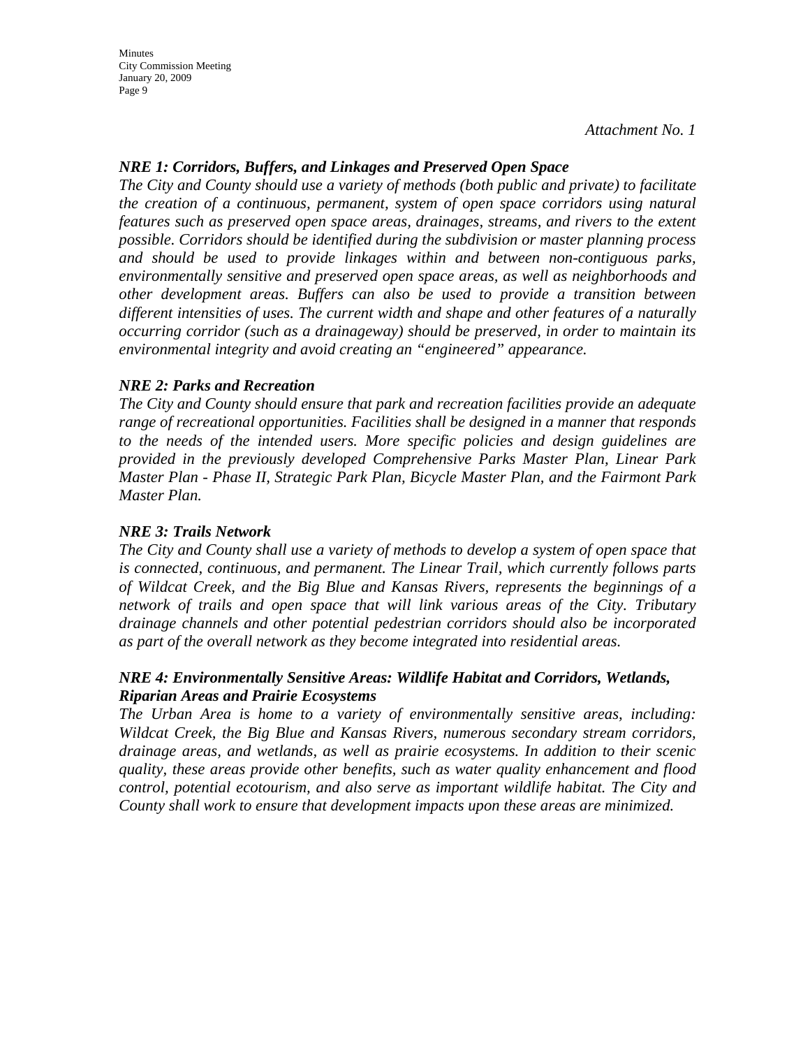*Attachment No. 1*

### *NRE 1: Corridors, Buffers, and Linkages and Preserved Open Space*

*The City and County should use a variety of methods (both public and private) to facilitate the creation of a continuous, permanent, system of open space corridors using natural features such as preserved open space areas, drainages, streams, and rivers to the extent possible. Corridors should be identified during the subdivision or master planning process and should be used to provide linkages within and between non-contiguous parks, environmentally sensitive and preserved open space areas, as well as neighborhoods and other development areas. Buffers can also be used to provide a transition between different intensities of uses. The current width and shape and other features of a naturally occurring corridor (such as a drainageway) should be preserved, in order to maintain its environmental integrity and avoid creating an "engineered" appearance.*

### *NRE 2: Parks and Recreation*

*The City and County should ensure that park and recreation facilities provide an adequate range of recreational opportunities. Facilities shall be designed in a manner that responds to the needs of the intended users. More specific policies and design guidelines are provided in the previously developed Comprehensive Parks Master Plan, Linear Park Master Plan - Phase II, Strategic Park Plan, Bicycle Master Plan, and the Fairmont Park Master Plan.*

### *NRE 3: Trails Network*

*The City and County shall use a variety of methods to develop a system of open space that is connected, continuous, and permanent. The Linear Trail, which currently follows parts of Wildcat Creek, and the Big Blue and Kansas Rivers, represents the beginnings of a network of trails and open space that will link various areas of the City. Tributary drainage channels and other potential pedestrian corridors should also be incorporated as part of the overall network as they become integrated into residential areas.*

### *NRE 4: Environmentally Sensitive Areas: Wildlife Habitat and Corridors, Wetlands, Riparian Areas and Prairie Ecosystems*

*The Urban Area is home to a variety of environmentally sensitive areas, including: Wildcat Creek, the Big Blue and Kansas Rivers, numerous secondary stream corridors, drainage areas, and wetlands, as well as prairie ecosystems. In addition to their scenic quality, these areas provide other benefits, such as water quality enhancement and flood control, potential ecotourism, and also serve as important wildlife habitat. The City and County shall work to ensure that development impacts upon these areas are minimized.*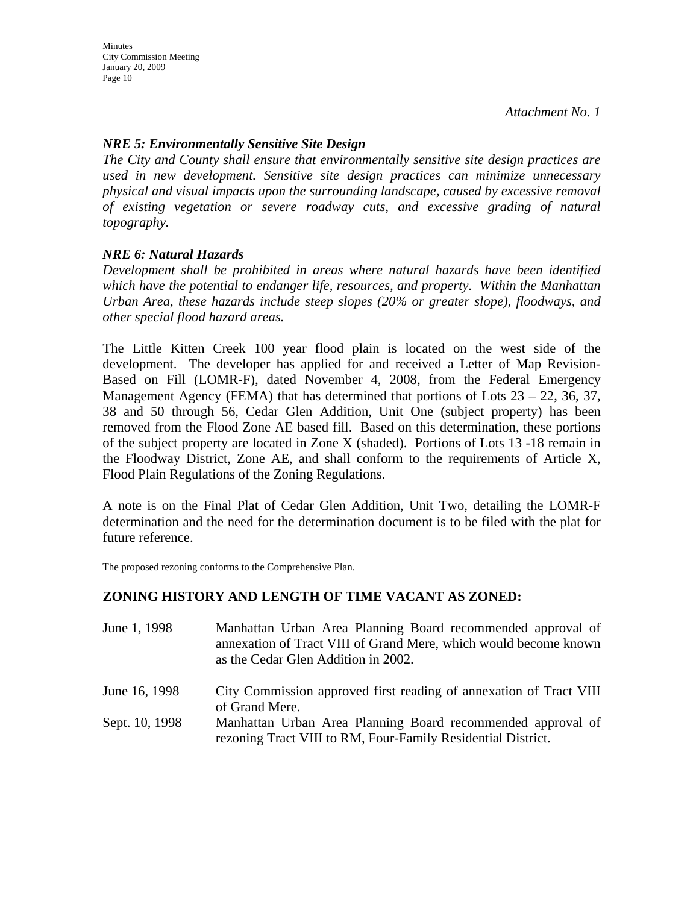*Attachment No. 1*

***NRE 5: Environmentally Sensitive Site Design***

*The City and County shall ensure that environmentally sensitive site design practices are used in new development. Sensitive site design practices can minimize unnecessary physical and visual impacts upon the surrounding landscape, caused by excessive removal of existing vegetation or severe roadway cuts, and excessive grading of natural topography.*

***NRE 6: Natural Hazards***

*Development shall be prohibited in areas where natural hazards have been identified which have the potential to endanger life, resources, and property. Within the Manhattan Urban Area, these hazards include steep slopes (20% or greater slope), floodways, and other special flood hazard areas.*

The Little Kitten Creek 100 year flood plain is located on the west side of the development. The developer has applied for and received a Letter of Map Revision-Based on Fill (LOMR-F), dated November 4, 2008, from the Federal Emergency Management Agency (FEMA) that has determined that portions of Lots 23 – 22, 36, 37, 38 and 50 through 56, Cedar Glen Addition, Unit One (subject property) has been removed from the Flood Zone AE based fill. Based on this determination, these portions of the subject property are located in Zone X (shaded). Portions of Lots 13 -18 remain in the Floodway District, Zone AE, and shall conform to the requirements of Article X, Flood Plain Regulations of the Zoning Regulations.

A note is on the Final Plat of Cedar Glen Addition, Unit Two, detailing the LOMR-F determination and the need for the determination document is to be filed with the plat for future reference.

The proposed rezoning conforms to the Comprehensive Plan.

**ZONING HISTORY AND LENGTH OF TIME VACANT AS ZONED:**

| | |
|---|---|
| June 1, 1998 | Manhattan Urban Area Planning Board recommended approval of annexation of Tract VIII of Grand Mere, which would become known as the Cedar Glen Addition in 2002. |
| June 16, 1998 | City Commission approved first reading of annexation of Tract VIII of Grand Mere. |
| Sept. 10, 1998 | Manhattan Urban Area Planning Board recommended approval of rezoning Tract VIII to RM, Four-Family Residential District. |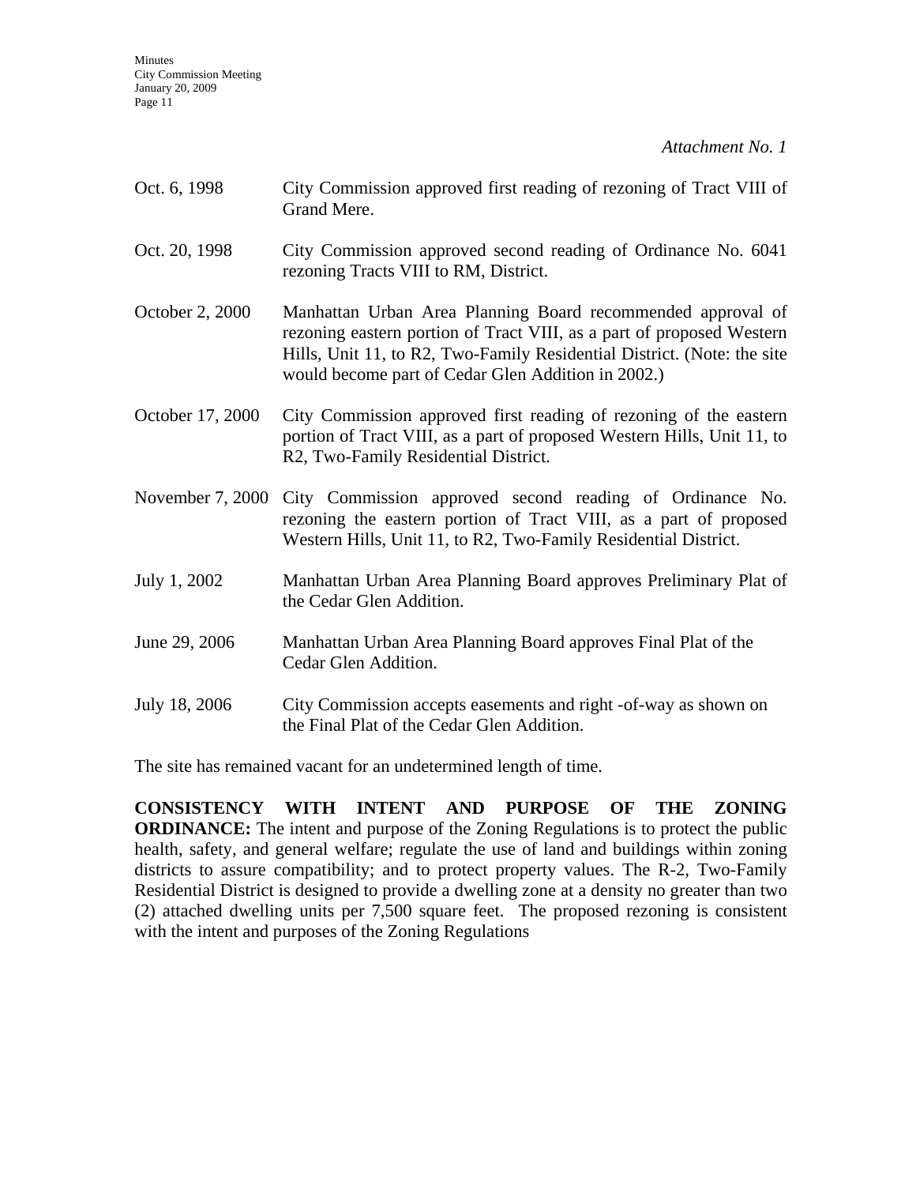*Attachment No. 1*

| | |
|---|---|
| Oct. 6, 1998 | City Commission approved first reading of rezoning of Tract VIII of Grand Mere. |
| Oct. 20, 1998 | City Commission approved second reading of Ordinance No. 6041 rezoning Tracts VIII to RM, District. |
| October 2, 2000 | Manhattan Urban Area Planning Board recommended approval of rezoning eastern portion of Tract VIII, as a part of proposed Western Hills, Unit 11, to R2, Two-Family Residential District. (Note: the site would become part of Cedar Glen Addition in 2002.) |
| October 17, 2000 | City Commission approved first reading of rezoning of the eastern portion of Tract VIII, as a part of proposed Western Hills, Unit 11, to R2, Two-Family Residential District. |
| November 7, 2000 | City Commission approved second reading of Ordinance No. rezoning the eastern portion of Tract VIII, as a part of proposed Western Hills, Unit 11, to R2, Two-Family Residential District. |
| July 1, 2002 | Manhattan Urban Area Planning Board approves Preliminary Plat of the Cedar Glen Addition. |
| June 29, 2006 | Manhattan Urban Area Planning Board approves Final Plat of the Cedar Glen Addition. |
| July 18, 2006 | City Commission accepts easements and right -of-way as shown on the Final Plat of the Cedar Glen Addition. |

The site has remained vacant for an undetermined length of time.

**CONSISTENCY WITH INTENT AND PURPOSE OF THE ZONING ORDINANCE:** The intent and purpose of the Zoning Regulations is to protect the public health, safety, and general welfare; regulate the use of land and buildings within zoning districts to assure compatibility; and to protect property values. The R-2, Two-Family Residential District is designed to provide a dwelling zone at a density no greater than two (2) attached dwelling units per 7,500 square feet. The proposed rezoning is consistent with the intent and purposes of the Zoning Regulations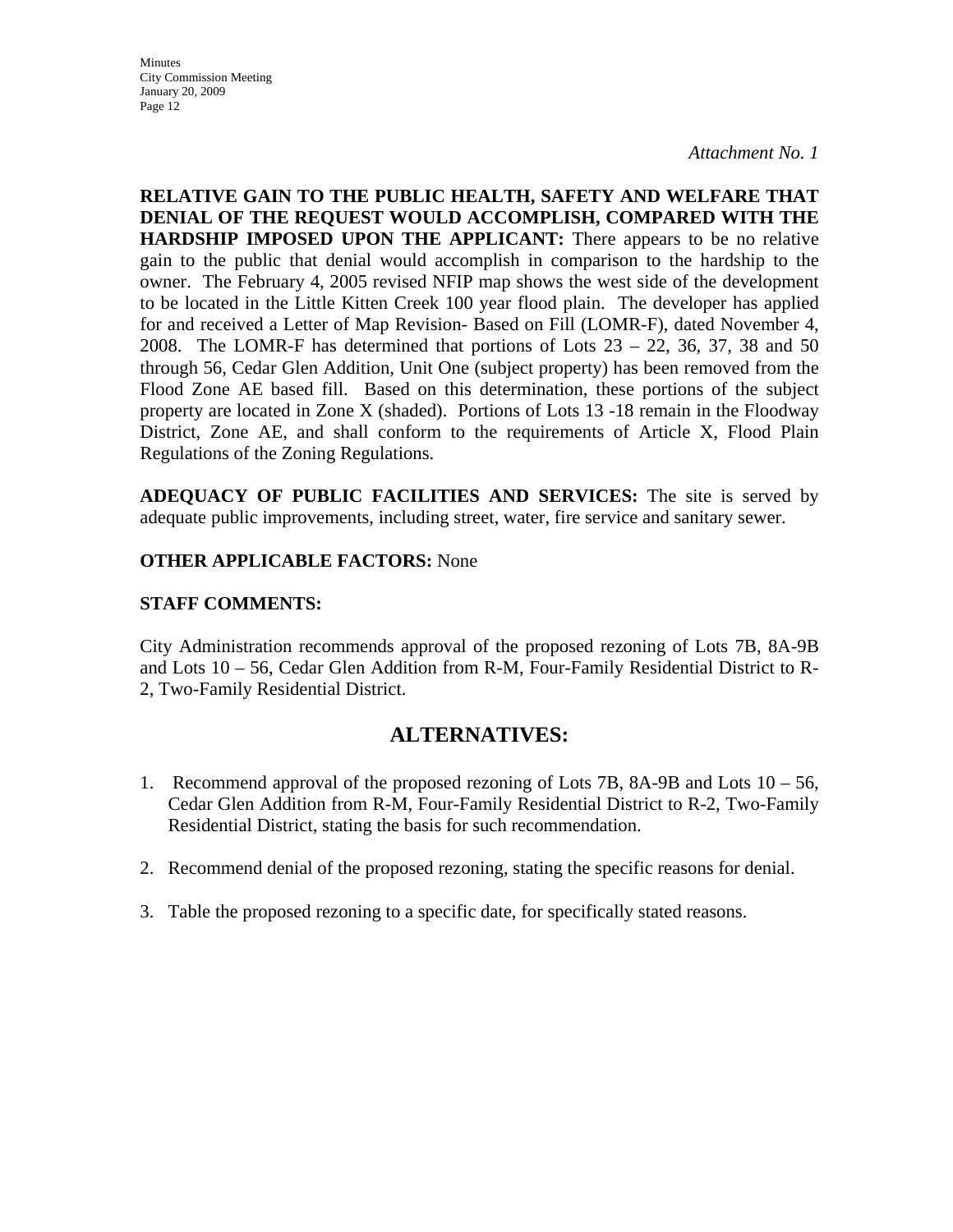*Attachment No. 1*

**RELATIVE GAIN TO THE PUBLIC HEALTH, SAFETY AND WELFARE THAT DENIAL OF THE REQUEST WOULD ACCOMPLISH, COMPARED WITH THE HARDSHIP IMPOSED UPON THE APPLICANT:** There appears to be no relative gain to the public that denial would accomplish in comparison to the hardship to the owner. The February 4, 2005 revised NFIP map shows the west side of the development to be located in the Little Kitten Creek 100 year flood plain. The developer has applied for and received a Letter of Map Revision- Based on Fill (LOMR-F), dated November 4, 2008. The LOMR-F has determined that portions of Lots 23 – 22, 36, 37, 38 and 50 through 56, Cedar Glen Addition, Unit One (subject property) has been removed from the Flood Zone AE based fill. Based on this determination, these portions of the subject property are located in Zone X (shaded). Portions of Lots 13 -18 remain in the Floodway District, Zone AE, and shall conform to the requirements of Article X, Flood Plain Regulations of the Zoning Regulations.

**ADEQUACY OF PUBLIC FACILITIES AND SERVICES:** The site is served by adequate public improvements, including street, water, fire service and sanitary sewer.

**OTHER APPLICABLE FACTORS:** None

**STAFF COMMENTS:**

City Administration recommends approval of the proposed rezoning of Lots 7B, 8A-9B and Lots 10 – 56, Cedar Glen Addition from R-M, Four-Family Residential District to R-2, Two-Family Residential District.

## ALTERNATIVES:

1. Recommend approval of the proposed rezoning of Lots 7B, 8A-9B and Lots 10 – 56, Cedar Glen Addition from R-M, Four-Family Residential District to R-2, Two-Family Residential District, stating the basis for such recommendation.

2. Recommend denial of the proposed rezoning, stating the specific reasons for denial.

3. Table the proposed rezoning to a specific date, for specifically stated reasons.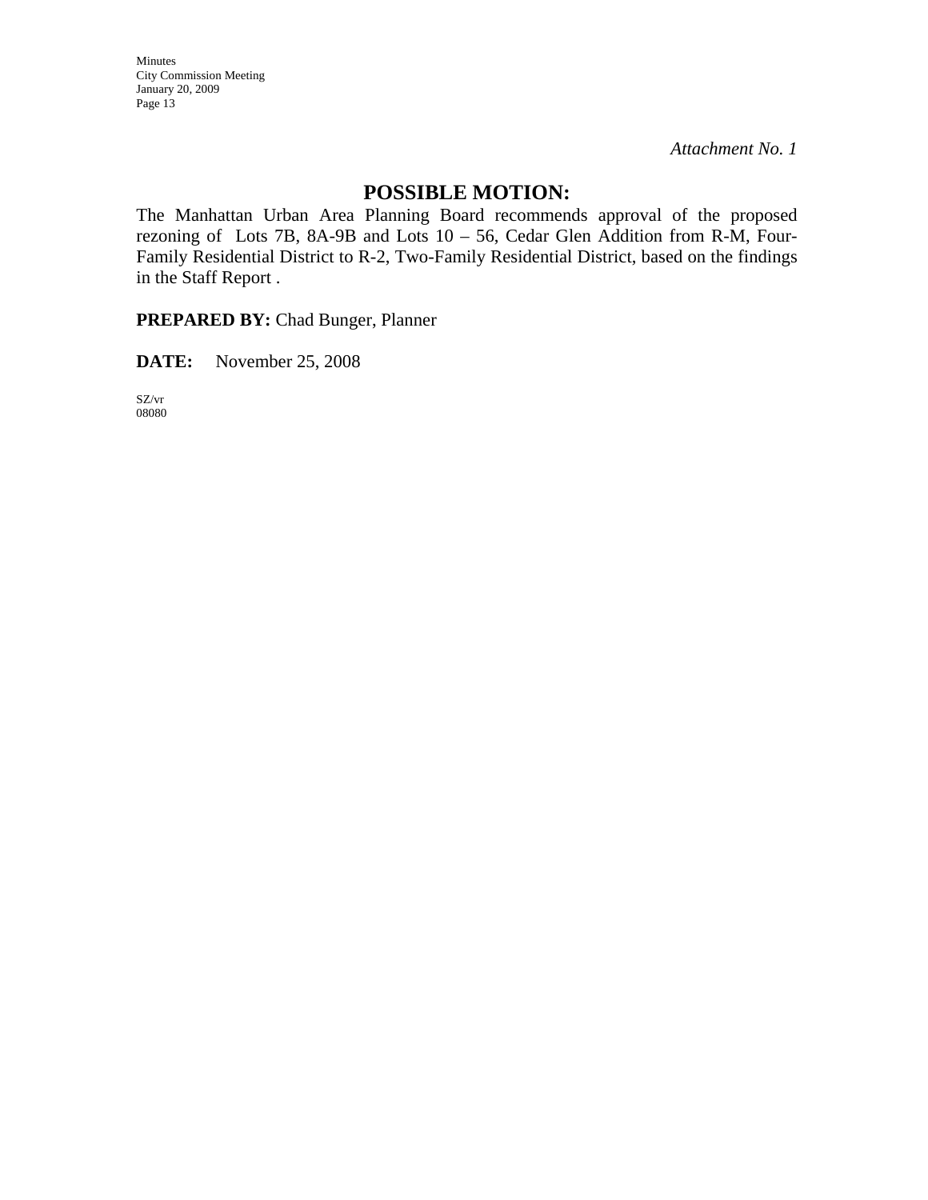*Attachment No. 1*

## POSSIBLE MOTION:

The Manhattan Urban Area Planning Board recommends approval of the proposed rezoning of Lots 7B, 8A-9B and Lots 10 – 56, Cedar Glen Addition from R-M, Four-Family Residential District to R-2, Two-Family Residential District, based on the findings in the Staff Report .

**PREPARED BY:** Chad Bunger, Planner

**DATE:** November 25, 2008

SZ/vr
08080